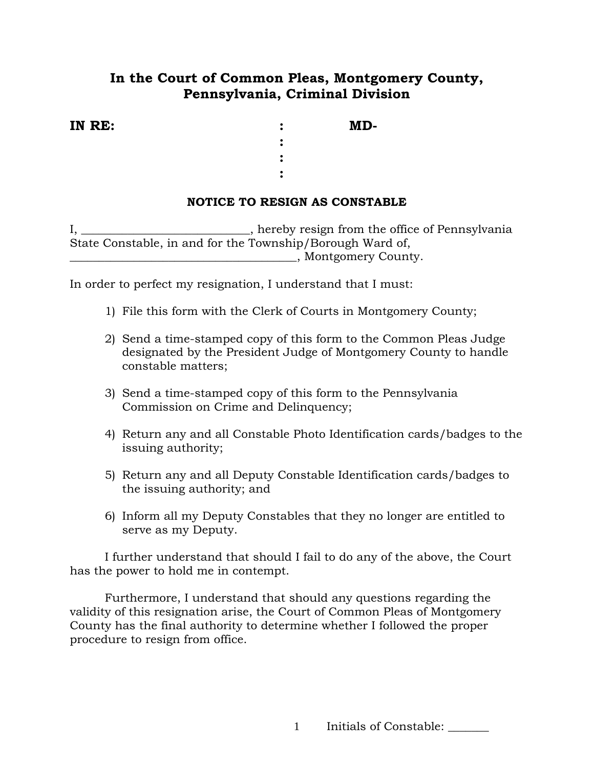# In the Court of Common Pleas, Montgomery County, Pennsylvania, Criminal Division

**IN RE:** : **MD-**
:
:
:

**NOTICE TO RESIGN AS CONSTABLE**

I, ____________________________, hereby resign from the office of Pennsylvania State Constable, in and for the Township/Borough Ward of, ______________________________________, Montgomery County.

In order to perfect my resignation, I understand that I must:

1) File this form with the Clerk of Courts in Montgomery County;

2) Send a time-stamped copy of this form to the Common Pleas Judge designated by the President Judge of Montgomery County to handle constable matters;

3) Send a time-stamped copy of this form to the Pennsylvania Commission on Crime and Delinquency;

4) Return any and all Constable Photo Identification cards/badges to the issuing authority;

5) Return any and all Deputy Constable Identification cards/badges to the issuing authority; and

6) Inform all my Deputy Constables that they no longer are entitled to serve as my Deputy.

I further understand that should I fail to do any of the above, the Court has the power to hold me in contempt.

Furthermore, I understand that should any questions regarding the validity of this resignation arise, the Court of Common Pleas of Montgomery County has the final authority to determine whether I followed the proper procedure to resign from office.

Initials of Constable: _______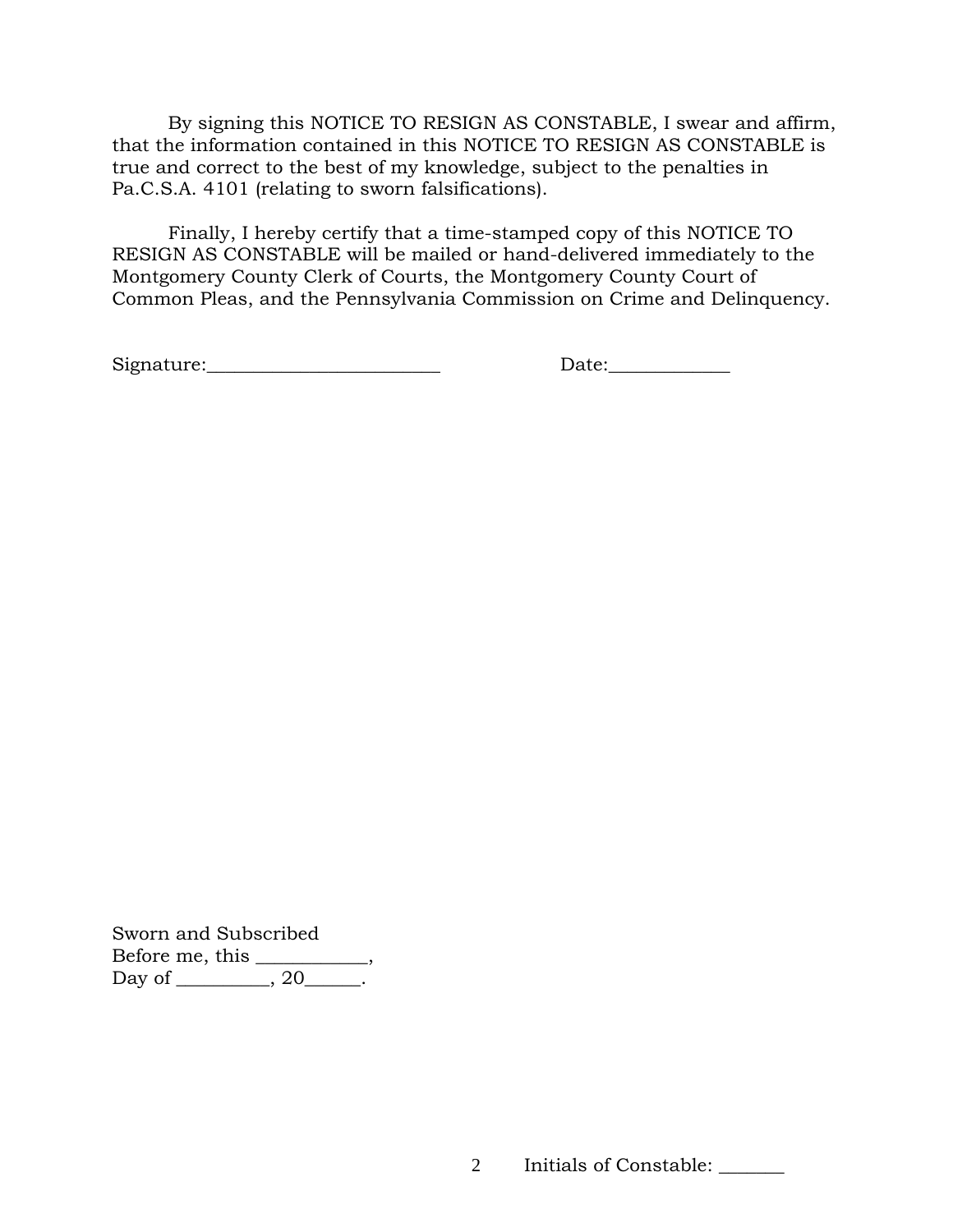By signing this NOTICE TO RESIGN AS CONSTABLE, I swear and affirm, that the information contained in this NOTICE TO RESIGN AS CONSTABLE is true and correct to the best of my knowledge, subject to the penalties in Pa.C.S.A. 4101 (relating to sworn falsifications).

Finally, I hereby certify that a time-stamped copy of this NOTICE TO RESIGN AS CONSTABLE will be mailed or hand-delivered immediately to the Montgomery County Clerk of Courts, the Montgomery County Court of Common Pleas, and the Pennsylvania Commission on Crime and Delinquency.

Signature:________________________ Date:____________

Sworn and Subscribed
Before me, this ___________,
Day of _________, 20______.

Initials of Constable: _______